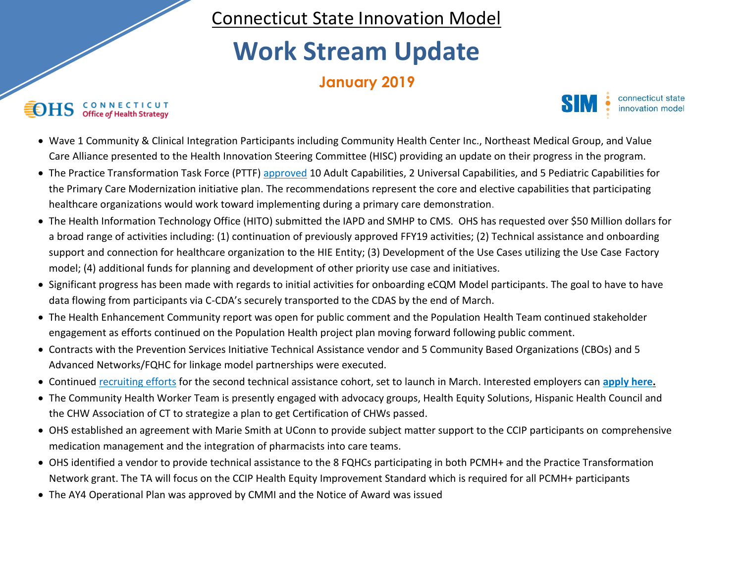Connecticut State Innovation Model

# Work Stream Update

**January 2019**

- Wave 1 Community & Clinical Integration Participants including Community Health Center Inc., Northeast Medical Group, and Value Care Alliance presented to the Health Innovation Steering Committee (HISC) providing an update on their progress in the program.
- The Practice Transformation Task Force (PTTF) approved 10 Adult Capabilities, 2 Universal Capabilities, and 5 Pediatric Capabilities for the Primary Care Modernization initiative plan. The recommendations represent the core and elective capabilities that participating healthcare organizations would work toward implementing during a primary care demonstration.
- The Health Information Technology Office (HITO) submitted the IAPD and SMHP to CMS. OHS has requested over $50 Million dollars for a broad range of activities including: (1) continuation of previously approved FFY19 activities; (2) Technical assistance and onboarding support and connection for healthcare organization to the HIE Entity; (3) Development of the Use Cases utilizing the Use Case Factory model; (4) additional funds for planning and development of other priority use case and initiatives.
- Significant progress has been made with regards to initial activities for onboarding eCQM Model participants. The goal to have to have data flowing from participants via C-CDA's securely transported to the CDAS by the end of March.
- The Health Enhancement Community report was open for public comment and the Population Health Team continued stakeholder engagement as efforts continued on the Population Health project plan moving forward following public comment.
- Contracts with the Prevention Services Initiative Technical Assistance vendor and 5 Community Based Organizations (CBOs) and 5 Advanced Networks/FQHC for linkage model partnerships were executed.
- Continued recruiting efforts for the second technical assistance cohort, set to launch in March. Interested employers can **apply here.**
- The Community Health Worker Team is presently engaged with advocacy groups, Health Equity Solutions, Hispanic Health Council and the CHW Association of CT to strategize a plan to get Certification of CHWs passed.
- OHS established an agreement with Marie Smith at UConn to provide subject matter support to the CCIP participants on comprehensive medication management and the integration of pharmacists into care teams.
- OHS identified a vendor to provide technical assistance to the 8 FQHCs participating in both PCMH+ and the Practice Transformation Network grant. The TA will focus on the CCIP Health Equity Improvement Standard which is required for all PCMH+ participants
- The AY4 Operational Plan was approved by CMMI and the Notice of Award was issued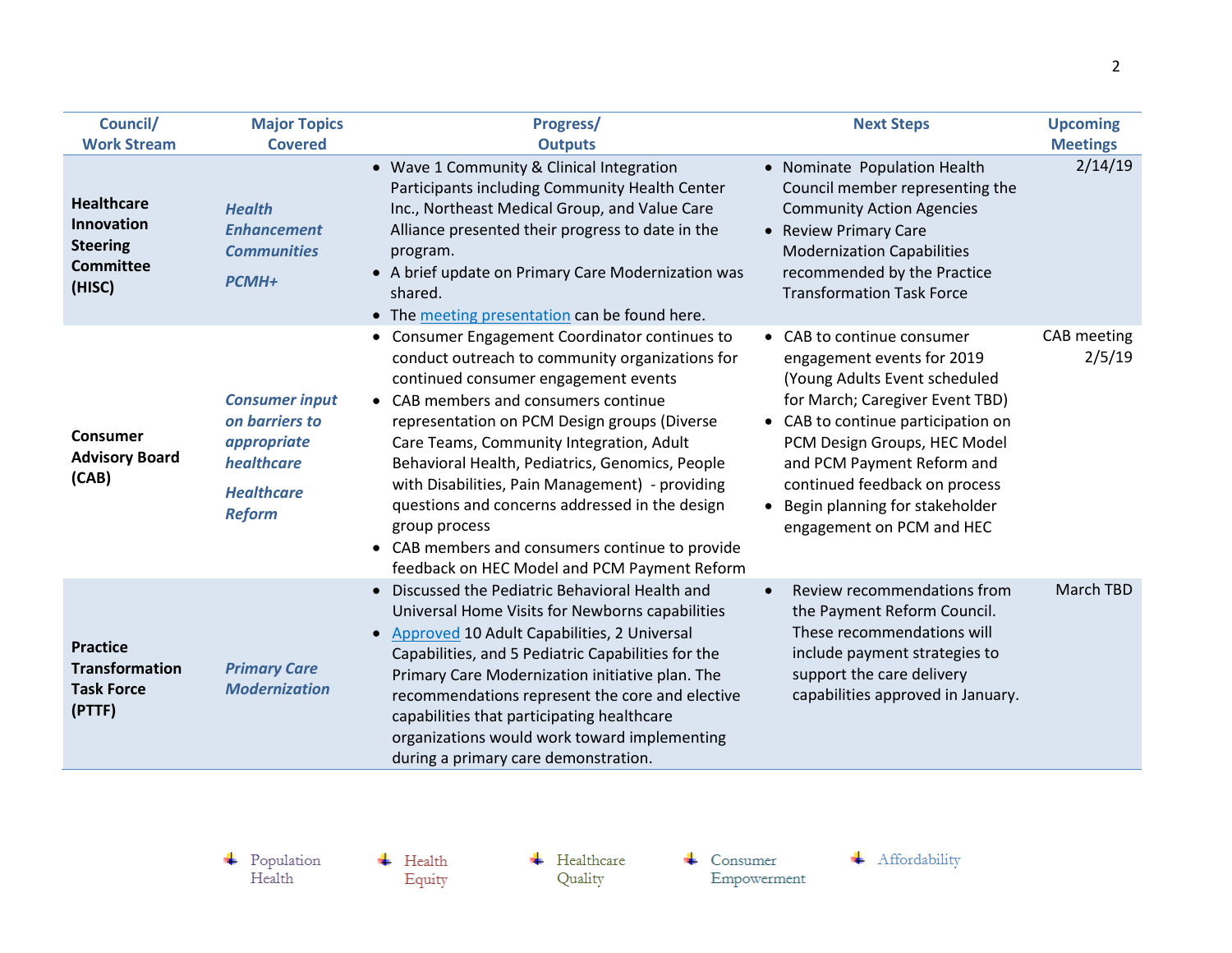| Council/ Work Stream | Major Topics Covered | Progress/ Outputs | Next Steps | Upcoming Meetings |
|---|---|---|---|---|
| **Healthcare Innovation Steering Committee (HISC)** | ***Health Enhancement Communities*** <br> ***PCMH+*** | • Wave 1 Community & Clinical Integration Participants including Community Health Center Inc., Northeast Medical Group, and Value Care Alliance presented their progress to date in the program.<br>• A brief update on Primary Care Modernization was shared.<br>• The meeting presentation can be found here. | • Nominate Population Health Council member representing the Community Action Agencies<br>• Review Primary Care Modernization Capabilities recommended by the Practice Transformation Task Force | 2/14/19 |
| **Consumer Advisory Board (CAB)** | ***Consumer input on barriers to appropriate healthcare*** <br> ***Healthcare Reform*** | • Consumer Engagement Coordinator continues to conduct outreach to community organizations for continued consumer engagement events<br>• CAB members and consumers continue representation on PCM Design groups (Diverse Care Teams, Community Integration, Adult Behavioral Health, Pediatrics, Genomics, People with Disabilities, Pain Management) - providing questions and concerns addressed in the design group process<br>• CAB members and consumers continue to provide feedback on HEC Model and PCM Payment Reform | • CAB to continue consumer engagement events for 2019 (Young Adults Event scheduled for March; Caregiver Event TBD)<br>• CAB to continue participation on PCM Design Groups, HEC Model and PCM Payment Reform and continued feedback on process<br>• Begin planning for stakeholder engagement on PCM and HEC | CAB meeting 2/5/19 |
| **Practice Transformation Task Force (PTTF)** | ***Primary Care Modernization*** | • Discussed the Pediatric Behavioral Health and Universal Home Visits for Newborns capabilities<br>• Approved 10 Adult Capabilities, 2 Universal Capabilities, and 5 Pediatric Capabilities for the Primary Care Modernization initiative plan. The recommendations represent the core and elective capabilities that participating healthcare organizations would work toward implementing during a primary care demonstration. | • Review recommendations from the Payment Reform Council. These recommendations will include payment strategies to support the care delivery capabilities approved in January. | March TBD |

Population Health &nbsp;&nbsp; Health Equity &nbsp;&nbsp; Healthcare Quality &nbsp;&nbsp; Consumer Empowerment &nbsp;&nbsp; Affordability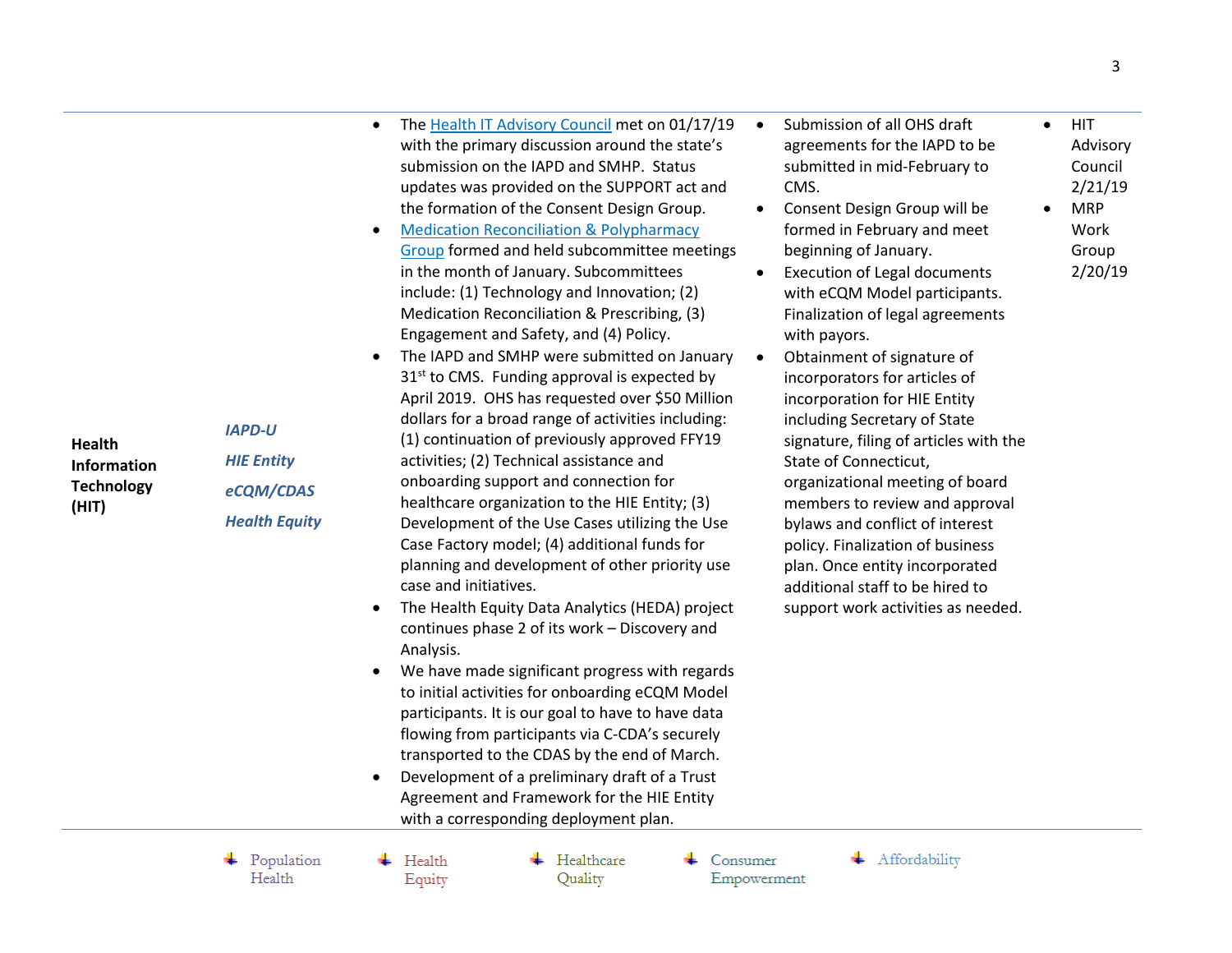| | | | | |
|---|---|---|---|---|
| **Health Information Technology (HIT)** | ***IAPD-U*** <br> ***HIE Entity*** <br> ***eCQM/CDAS*** <br> ***Health Equity*** | • The Health IT Advisory Council met on 01/17/19 with the primary discussion around the state's submission on the IAPD and SMHP. Status updates was provided on the SUPPORT act and the formation of the Consent Design Group. <br> • Medication Reconciliation & Polypharmacy Group formed and held subcommittee meetings in the month of January. Subcommittees include: (1) Technology and Innovation; (2) Medication Reconciliation & Prescribing, (3) Engagement and Safety, and (4) Policy. <br> • The IAPD and SMHP were submitted on January 31st to CMS. Funding approval is expected by April 2019. OHS has requested over $50 Million dollars for a broad range of activities including: (1) continuation of previously approved FFY19 activities; (2) Technical assistance and onboarding support and connection for healthcare organization to the HIE Entity; (3) Development of the Use Cases utilizing the Use Case Factory model; (4) additional funds for planning and development of other priority use case and initiatives. <br> • The Health Equity Data Analytics (HEDA) project continues phase 2 of its work – Discovery and Analysis. <br> • We have made significant progress with regards to initial activities for onboarding eCQM Model participants. It is our goal to have to have data flowing from participants via C-CDA's securely transported to the CDAS by the end of March. <br> • Development of a preliminary draft of a Trust Agreement and Framework for the HIE Entity with a corresponding deployment plan. | • Submission of all OHS draft agreements for the IAPD to be submitted in mid-February to CMS. <br> • Consent Design Group will be formed in February and meet beginning of January. <br> • Execution of Legal documents with eCQM Model participants. Finalization of legal agreements with payors. <br> • Obtainment of signature of incorporators for articles of incorporation for HIE Entity including Secretary of State signature, filing of articles with the State of Connecticut, organizational meeting of board members to review and approval bylaws and conflict of interest policy. Finalization of business plan. Once entity incorporated additional staff to be hired to support work activities as needed. | • HIT Advisory Council 2/21/19 <br> • MRP Work Group 2/20/19 |

Population Health | Health Equity | Healthcare Quality | Consumer Empowerment | Affordability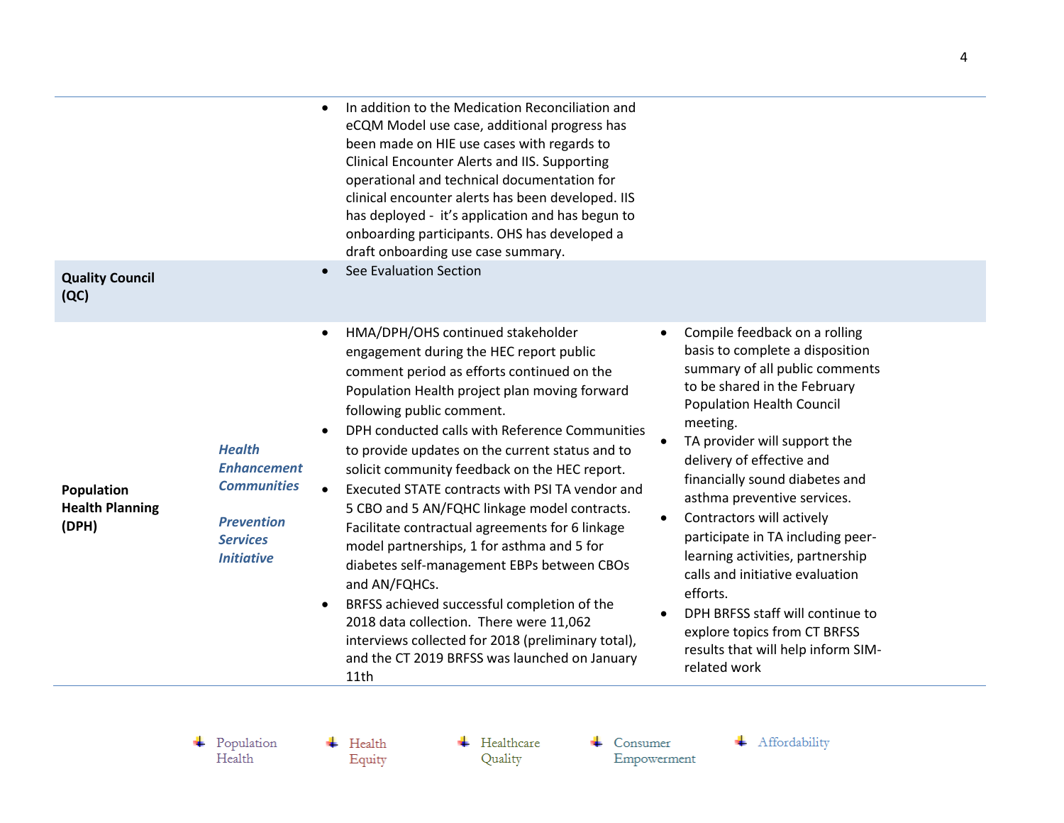| | | | |
|---|---|---|---|
| | | • In addition to the Medication Reconciliation and eCQM Model use case, additional progress has been made on HIE use cases with regards to Clinical Encounter Alerts and IIS. Supporting operational and technical documentation for clinical encounter alerts has been developed. IIS has deployed - it's application and has begun to onboarding participants. OHS has developed a draft onboarding use case summary. | |
| **Quality Council (QC)** | | • See Evaluation Section | |
| **Population Health Planning (DPH)** | ***Health Enhancement Communities***<br><br>***Prevention Services Initiative*** | • HMA/DPH/OHS continued stakeholder engagement during the HEC report public comment period as efforts continued on the Population Health project plan moving forward following public comment.<br>• DPH conducted calls with Reference Communities to provide updates on the current status and to solicit community feedback on the HEC report.<br>• Executed STATE contracts with PSI TA vendor and 5 CBO and 5 AN/FQHC linkage model contracts. Facilitate contractual agreements for 6 linkage model partnerships, 1 for asthma and 5 for diabetes self-management EBPs between CBOs and AN/FQHCs.<br>• BRFSS achieved successful completion of the 2018 data collection. There were 11,062 interviews collected for 2018 (preliminary total), and the CT 2019 BRFSS was launched on January 11th | • Compile feedback on a rolling basis to complete a disposition summary of all public comments to be shared in the February Population Health Council meeting.<br>• TA provider will support the delivery of effective and financially sound diabetes and asthma preventive services.<br>• Contractors will actively participate in TA including peer-learning activities, partnership calls and initiative evaluation efforts.<br>• DPH BRFSS staff will continue to explore topics from CT BRFSS results that will help inform SIM-related work |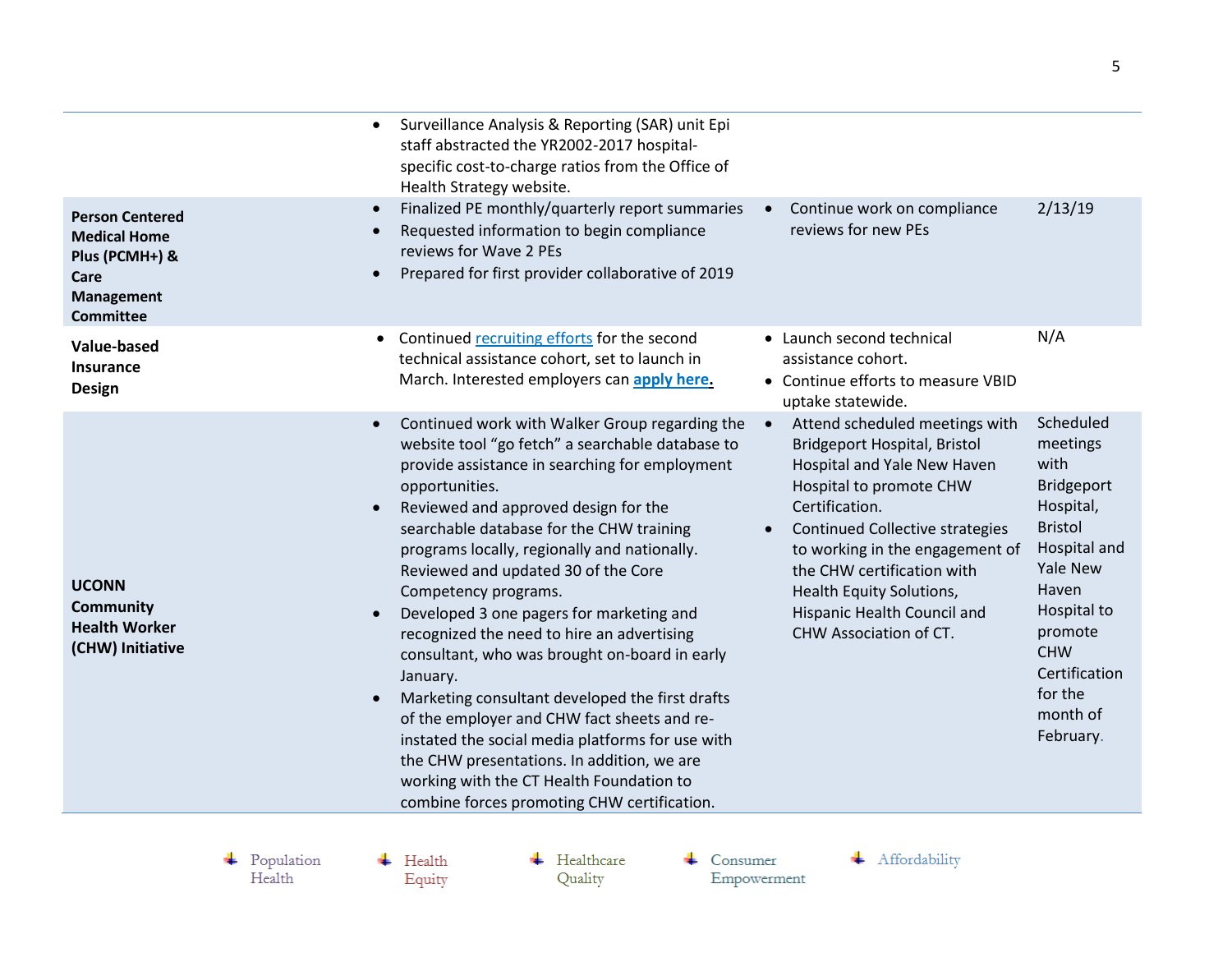| | | | |
|---|---|---|---|
| | • Surveillance Analysis & Reporting (SAR) unit Epi staff abstracted the YR2002-2017 hospital-specific cost-to-charge ratios from the Office of Health Strategy website. | | |
| **Person Centered Medical Home Plus (PCMH+) & Care Management Committee** | • Finalized PE monthly/quarterly report summaries<br>• Requested information to begin compliance reviews for Wave 2 PEs<br>• Prepared for first provider collaborative of 2019 | • Continue work on compliance reviews for new PEs | 2/13/19 |
| **Value-based Insurance Design** | • Continued recruiting efforts for the second technical assistance cohort, set to launch in March. Interested employers can **apply here.** | • Launch second technical assistance cohort.<br>• Continue efforts to measure VBID uptake statewide. | N/A |
| **UCONN Community Health Worker (CHW) Initiative** | • Continued work with Walker Group regarding the website tool "go fetch" a searchable database to provide assistance in searching for employment opportunities.<br>• Reviewed and approved design for the searchable database for the CHW training programs locally, regionally and nationally. Reviewed and updated 30 of the Core Competency programs.<br>• Developed 3 one pagers for marketing and recognized the need to hire an advertising consultant, who was brought on-board in early January.<br>• Marketing consultant developed the first drafts of the employer and CHW fact sheets and re-instated the social media platforms for use with the CHW presentations. In addition, we are working with the CT Health Foundation to combine forces promoting CHW certification. | • Attend scheduled meetings with Bridgeport Hospital, Bristol Hospital and Yale New Haven Hospital to promote CHW Certification.<br>• Continued Collective strategies to working in the engagement of the CHW certification with Health Equity Solutions, Hispanic Health Council and CHW Association of CT. | Scheduled meetings with Bridgeport Hospital, Bristol Hospital and Yale New Haven Hospital to promote CHW Certification for the month of February. |

Population Health | Health Equity | Healthcare Quality | Consumer Empowerment | Affordability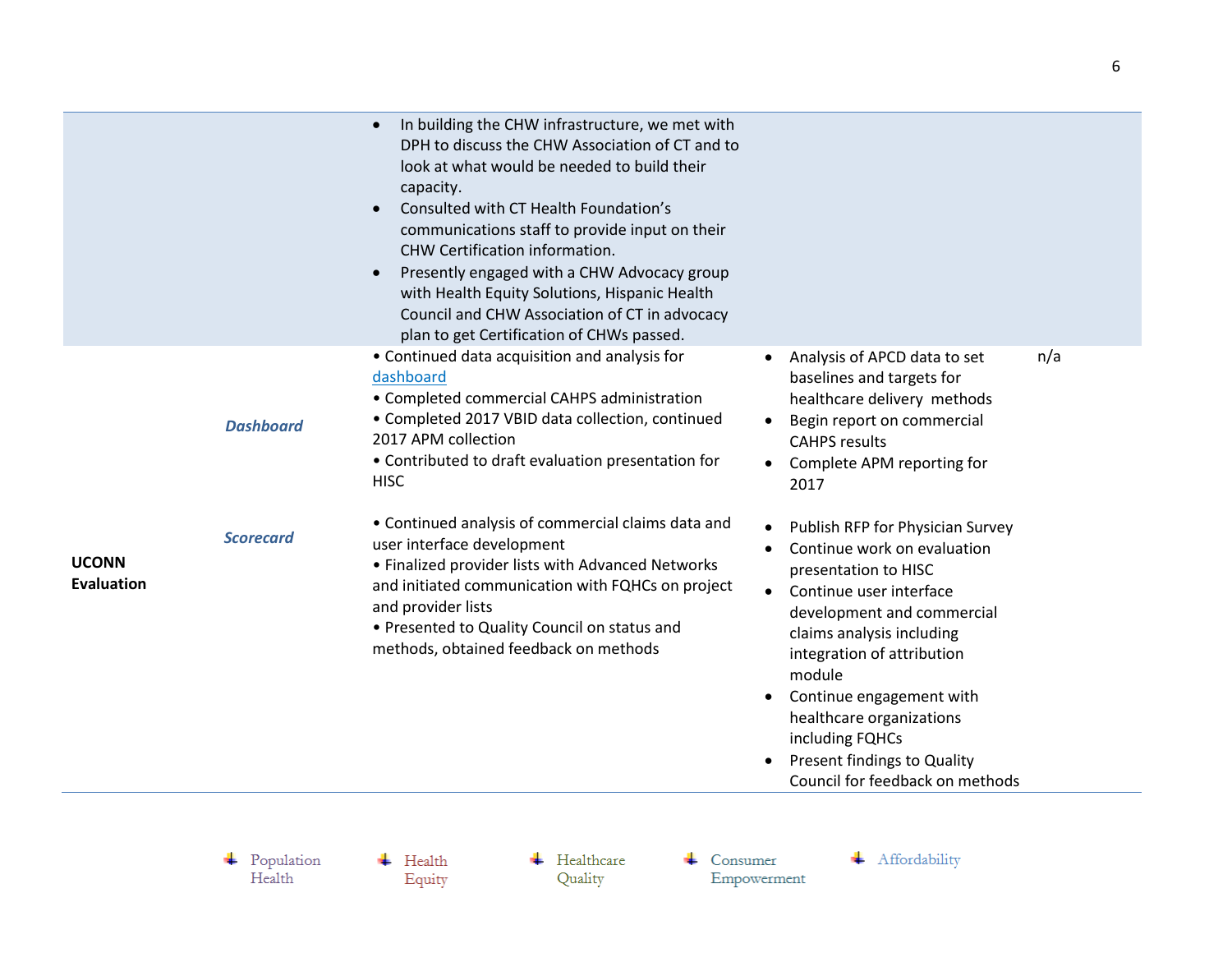| | | | | |
|---|---|---|---|---|
| | | • In building the CHW infrastructure, we met with DPH to discuss the CHW Association of CT and to look at what would be needed to build their capacity.<br>• Consulted with CT Health Foundation's communications staff to provide input on their CHW Certification information.<br>• Presently engaged with a CHW Advocacy group with Health Equity Solutions, Hispanic Health Council and CHW Association of CT in advocacy plan to get Certification of CHWs passed. | | |
| **UCONN Evaluation** | ***Dashboard*** | • Continued data acquisition and analysis for [dashboard]<br>• Completed commercial CAHPS administration<br>• Completed 2017 VBID data collection, continued 2017 APM collection<br>• Contributed to draft evaluation presentation for HISC | • Analysis of APCD data to set baselines and targets for healthcare delivery methods<br>• Begin report on commercial CAHPS results<br>• Complete APM reporting for 2017 | n/a |
| | ***Scorecard*** | • Continued analysis of commercial claims data and user interface development<br>• Finalized provider lists with Advanced Networks and initiated communication with FQHCs on project and provider lists<br>• Presented to Quality Council on status and methods, obtained feedback on methods | • Publish RFP for Physician Survey<br>• Continue work on evaluation presentation to HISC<br>• Continue user interface development and commercial claims analysis including integration of attribution module<br>• Continue engagement with healthcare organizations including FQHCs<br>• Present findings to Quality Council for feedback on methods | |

Population Health | Health Equity | Healthcare Quality | Consumer Empowerment | Affordability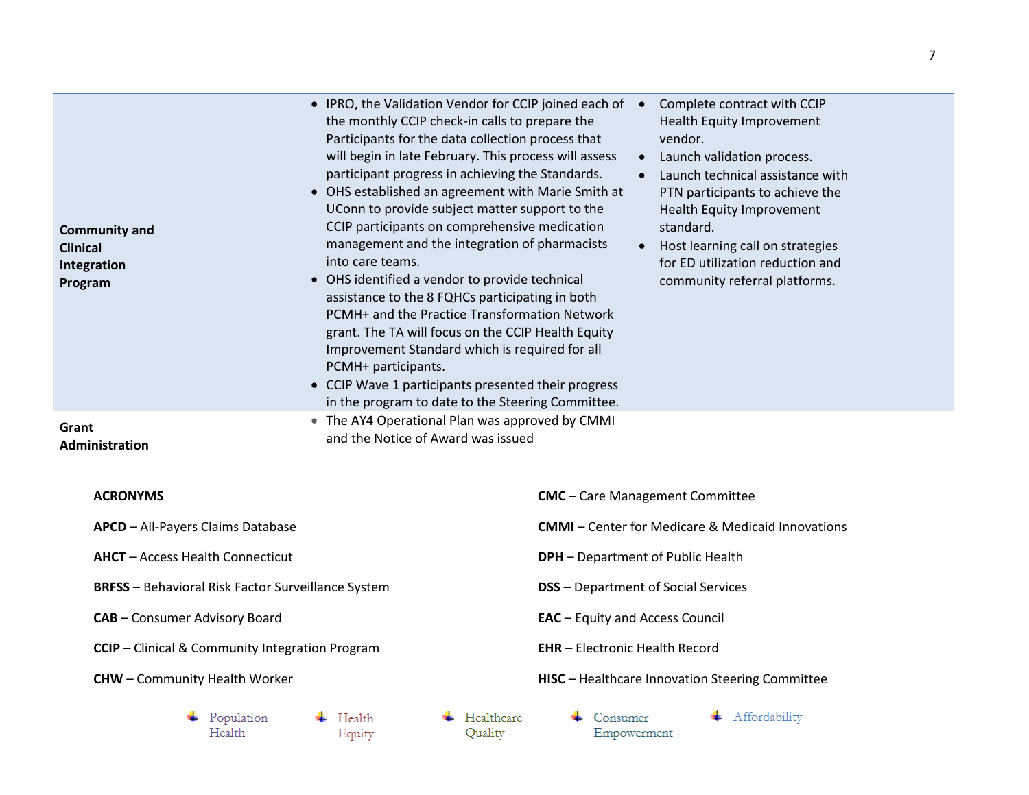| | | |
|---|---|---|
| **Community and Clinical Integration Program** | • IPRO, the Validation Vendor for CCIP joined each of the monthly CCIP check-in calls to prepare the Participants for the data collection process that will begin in late February. This process will assess participant progress in achieving the Standards.<br>• OHS established an agreement with Marie Smith at UConn to provide subject matter support to the CCIP participants on comprehensive medication management and the integration of pharmacists into care teams.<br>• OHS identified a vendor to provide technical assistance to the 8 FQHCs participating in both PCMH+ and the Practice Transformation Network grant. The TA will focus on the CCIP Health Equity Improvement Standard which is required for all PCMH+ participants.<br>• CCIP Wave 1 participants presented their progress in the program to date to the Steering Committee. | • Complete contract with CCIP Health Equity Improvement vendor.<br>• Launch validation process.<br>• Launch technical assistance with PTN participants to achieve the Health Equity Improvement standard.<br>• Host learning call on strategies for ED utilization reduction and community referral platforms. |
| **Grant Administration** | • The AY4 Operational Plan was approved by CMMI and the Notice of Award was issued | |

**ACRONYMS**

**APCD** – All-Payers Claims Database

**AHCT** – Access Health Connecticut

**BRFSS** – Behavioral Risk Factor Surveillance System

**CAB** – Consumer Advisory Board

**CCIP** – Clinical & Community Integration Program

**CHW** – Community Health Worker

**CMC** – Care Management Committee

**CMMI** – Center for Medicare & Medicaid Innovations

**DPH** – Department of Public Health

**DSS** – Department of Social Services

**EAC** – Equity and Access Council

**EHR** – Electronic Health Record

**HISC** – Healthcare Innovation Steering Committee

Population Health · Health Equity · Healthcare Quality · Consumer Empowerment · Affordability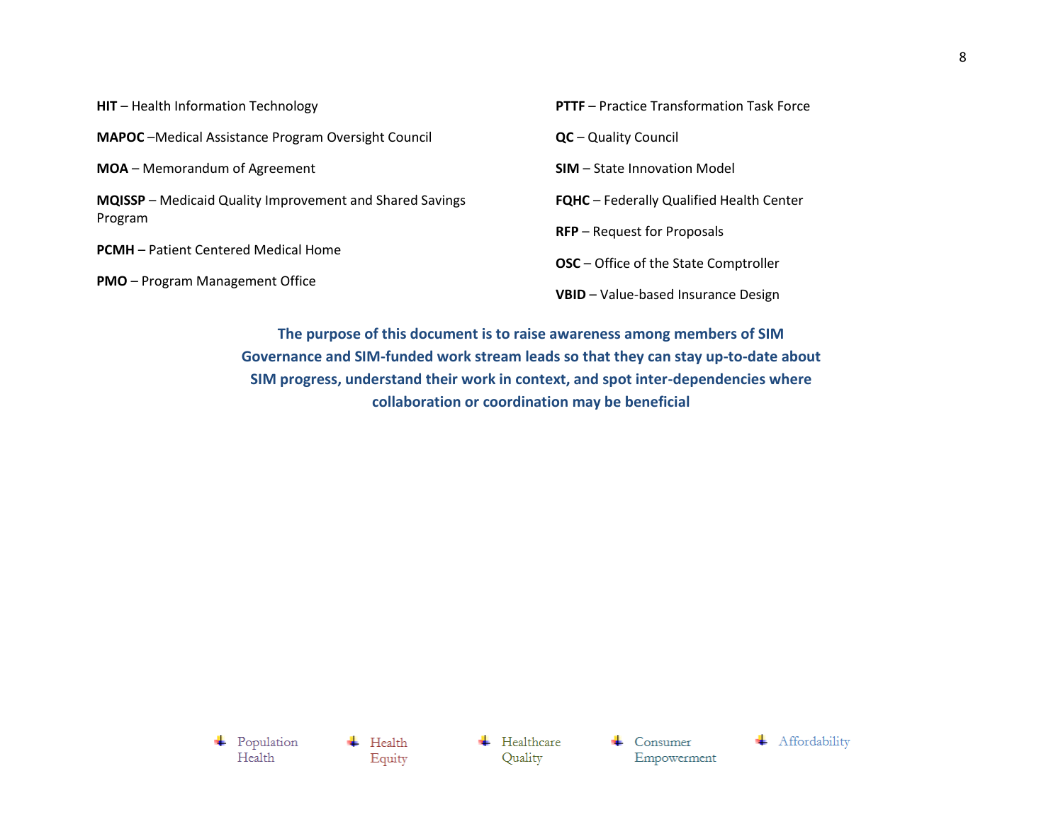**HIT** – Health Information Technology

**MAPOC** –Medical Assistance Program Oversight Council

**MOA** – Memorandum of Agreement

**MQISSP** – Medicaid Quality Improvement and Shared Savings Program

**PCMH** – Patient Centered Medical Home

**PMO** – Program Management Office

**PTTF** – Practice Transformation Task Force

**QC** – Quality Council

**SIM** – State Innovation Model

**FQHC** – Federally Qualified Health Center

**RFP** – Request for Proposals

**OSC** – Office of the State Comptroller

**VBID** – Value-based Insurance Design

**The purpose of this document is to raise awareness among members of SIM Governance and SIM-funded work stream leads so that they can stay up-to-date about SIM progress, understand their work in context, and spot inter-dependencies where collaboration or coordination may be beneficial**

Population Health | Health Equity | Healthcare Quality | Consumer Empowerment | Affordability